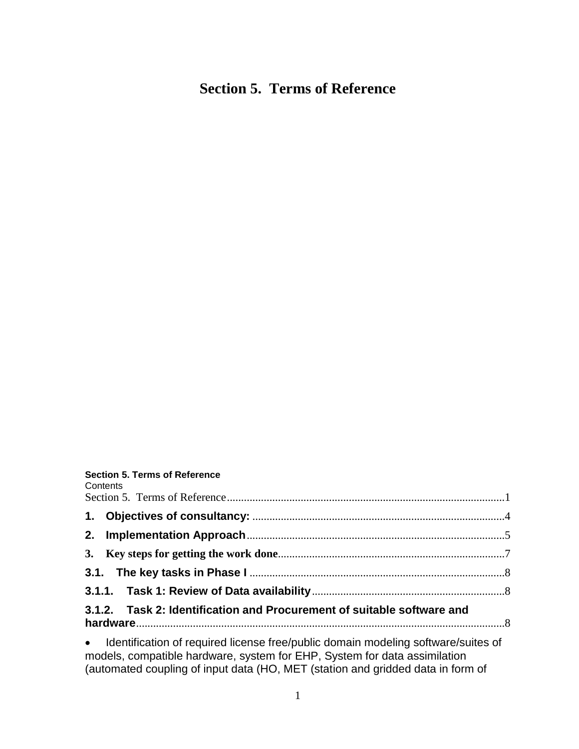# Section 5. Terms of Reference

**Section 5. Terms of Reference**

Contents

Section 5. Terms of Reference ........................................................................................1

**1. Objectives of consultancy:** ........................................................................................4

**2. Implementation Approach**........................................................................................5

**3. Key steps for getting the work done**.........................................................................7

**3.1. The key tasks in Phase I** ..........................................................................................8

**3.1.1. Task 1: Review of Data availability**......................................................................8

**3.1.2. Task 2: Identification and Procurement of suitable software and hardware**.................................................................................................................8

- Identification of required license free/public domain modeling software/suites of models, compatible hardware, system for EHP, System for data assimilation (automated coupling of input data (HO, MET (station and gridded data in form of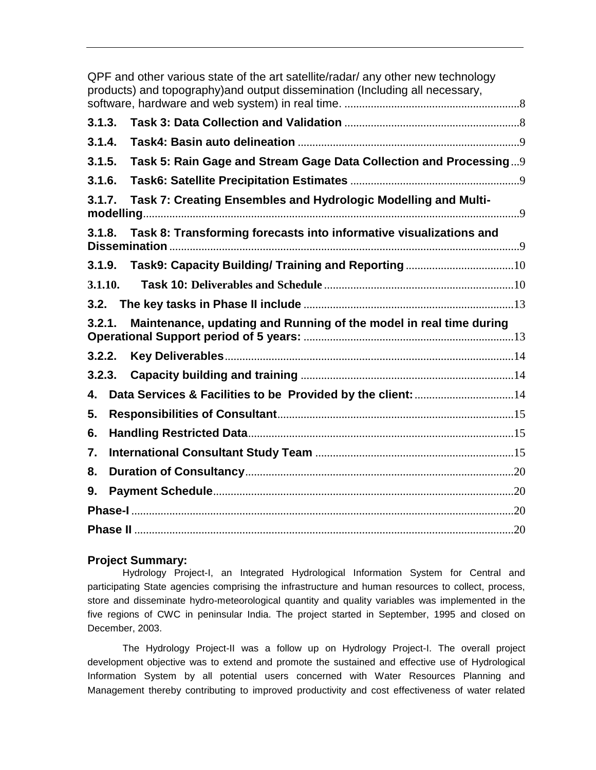QPF and other various state of the art satellite/radar/ any other new technology products) and topography)and output dissemination (Including all necessary, software, hardware and web system) in real time. ............................................................8

**3.1.3. Task 3: Data Collection and Validation** ............................................................8

**3.1.4. Task4: Basin auto delineation** ............................................................9

**3.1.5. Task 5: Rain Gage and Stream Gage Data Collection and Processing**...9

**3.1.6. Task6: Satellite Precipitation Estimates** ............................................................9

**3.1.7. Task 7: Creating Ensembles and Hydrologic Modelling and Multi-modelling**............................................................9

**3.1.8. Task 8: Transforming forecasts into informative visualizations and Dissemination** ............................................................9

**3.1.9. Task9: Capacity Building/ Training and Reporting** ............................................................10

**3.1.10. Task 10: Deliverables and Schedule** ............................................................10

**3.2. The key tasks in Phase II include** ............................................................13

**3.2.1. Maintenance, updating and Running of the model in real time during Operational Support period of 5 years:** ............................................................13

**3.2.2. Key Deliverables**............................................................14

**3.2.3. Capacity building and training** ............................................................14

**4. Data Services & Facilities to be Provided by the client:** ............................................................14

**5. Responsibilities of Consultant**............................................................15

**6. Handling Restricted Data**............................................................15

**7. International Consultant Study Team** ............................................................15

**8. Duration of Consultancy**............................................................20

**9. Payment Schedule**............................................................20

**Phase-I** ............................................................20

**Phase II** ............................................................20

## Project Summary:

Hydrology Project-I, an Integrated Hydrological Information System for Central and participating State agencies comprising the infrastructure and human resources to collect, process, store and disseminate hydro-meteorological quantity and quality variables was implemented in the five regions of CWC in peninsular India. The project started in September, 1995 and closed on December, 2003.

The Hydrology Project-II was a follow up on Hydrology Project-I. The overall project development objective was to extend and promote the sustained and effective use of Hydrological Information System by all potential users concerned with Water Resources Planning and Management thereby contributing to improved productivity and cost effectiveness of water related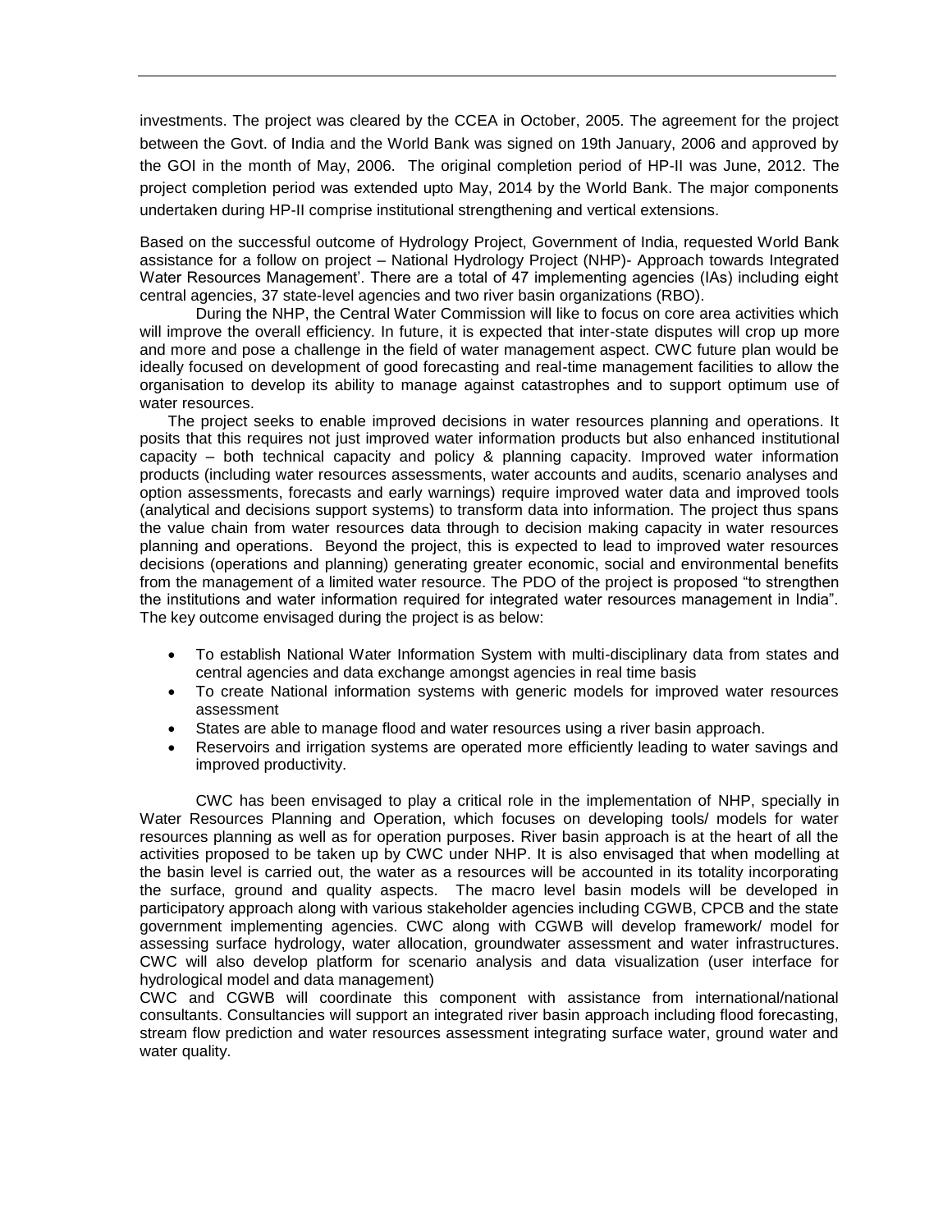investments. The project was cleared by the CCEA in October, 2005. The agreement for the project between the Govt. of India and the World Bank was signed on 19th January, 2006 and approved by the GOI in the month of May, 2006. The original completion period of HP-II was June, 2012. The project completion period was extended upto May, 2014 by the World Bank. The major components undertaken during HP-II comprise institutional strengthening and vertical extensions.

Based on the successful outcome of Hydrology Project, Government of India, requested World Bank assistance for a follow on project – National Hydrology Project (NHP)- Approach towards Integrated Water Resources Management'. There are a total of 47 implementing agencies (IAs) including eight central agencies, 37 state-level agencies and two river basin organizations (RBO).

During the NHP, the Central Water Commission will like to focus on core area activities which will improve the overall efficiency. In future, it is expected that inter-state disputes will crop up more and more and pose a challenge in the field of water management aspect. CWC future plan would be ideally focused on development of good forecasting and real-time management facilities to allow the organisation to develop its ability to manage against catastrophes and to support optimum use of water resources.

The project seeks to enable improved decisions in water resources planning and operations. It posits that this requires not just improved water information products but also enhanced institutional capacity – both technical capacity and policy & planning capacity. Improved water information products (including water resources assessments, water accounts and audits, scenario analyses and option assessments, forecasts and early warnings) require improved water data and improved tools (analytical and decisions support systems) to transform data into information. The project thus spans the value chain from water resources data through to decision making capacity in water resources planning and operations. Beyond the project, this is expected to lead to improved water resources decisions (operations and planning) generating greater economic, social and environmental benefits from the management of a limited water resource. The PDO of the project is proposed "to strengthen the institutions and water information required for integrated water resources management in India". The key outcome envisaged during the project is as below:

- To establish National Water Information System with multi-disciplinary data from states and central agencies and data exchange amongst agencies in real time basis
- To create National information systems with generic models for improved water resources assessment
- States are able to manage flood and water resources using a river basin approach.
- Reservoirs and irrigation systems are operated more efficiently leading to water savings and improved productivity.

CWC has been envisaged to play a critical role in the implementation of NHP, specially in Water Resources Planning and Operation, which focuses on developing tools/ models for water resources planning as well as for operation purposes. River basin approach is at the heart of all the activities proposed to be taken up by CWC under NHP. It is also envisaged that when modelling at the basin level is carried out, the water as a resources will be accounted in its totality incorporating the surface, ground and quality aspects. The macro level basin models will be developed in participatory approach along with various stakeholder agencies including CGWB, CPCB and the state government implementing agencies. CWC along with CGWB will develop framework/ model for assessing surface hydrology, water allocation, groundwater assessment and water infrastructures. CWC will also develop platform for scenario analysis and data visualization (user interface for hydrological model and data management)

CWC and CGWB will coordinate this component with assistance from international/national consultants. Consultancies will support an integrated river basin approach including flood forecasting, stream flow prediction and water resources assessment integrating surface water, ground water and water quality.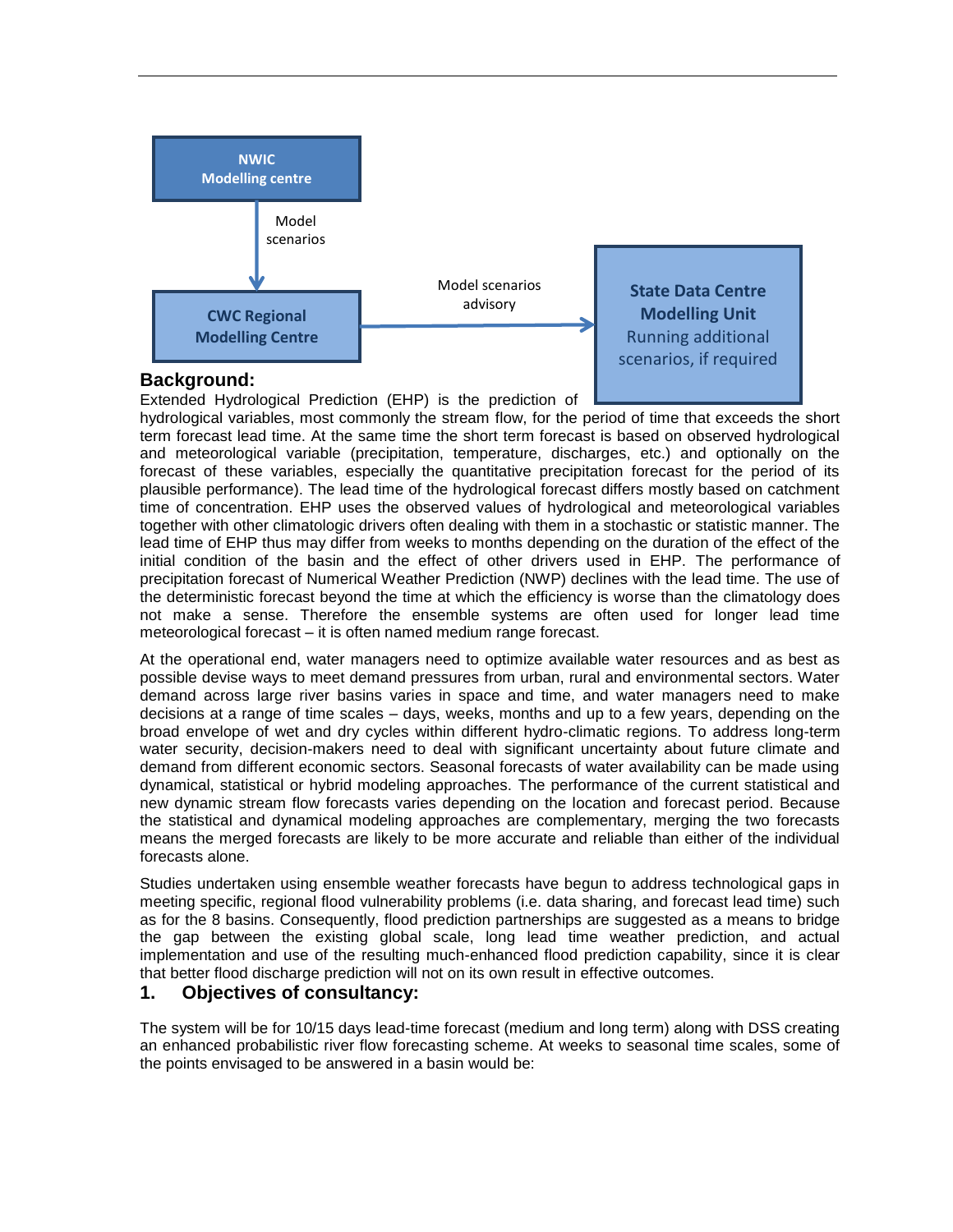NWIC Modelling centre

Model scenarios

CWC Regional Modelling Centre

Model scenarios advisory

**State Data Centre Modelling Unit**
Running additional scenarios, if required

## Background:

Extended Hydrological Prediction (EHP) is the prediction of hydrological variables, most commonly the stream flow, for the period of time that exceeds the short term forecast lead time. At the same time the short term forecast is based on observed hydrological and meteorological variable (precipitation, temperature, discharges, etc.) and optionally on the forecast of these variables, especially the quantitative precipitation forecast for the period of its plausible performance). The lead time of the hydrological forecast differs mostly based on catchment time of concentration. EHP uses the observed values of hydrological and meteorological variables together with other climatologic drivers often dealing with them in a stochastic or statistic manner. The lead time of EHP thus may differ from weeks to months depending on the duration of the effect of the initial condition of the basin and the effect of other drivers used in EHP. The performance of precipitation forecast of Numerical Weather Prediction (NWP) declines with the lead time. The use of the deterministic forecast beyond the time at which the efficiency is worse than the climatology does not make a sense. Therefore the ensemble systems are often used for longer lead time meteorological forecast – it is often named medium range forecast.

At the operational end, water managers need to optimize available water resources and as best as possible devise ways to meet demand pressures from urban, rural and environmental sectors. Water demand across large river basins varies in space and time, and water managers need to make decisions at a range of time scales – days, weeks, months and up to a few years, depending on the broad envelope of wet and dry cycles within different hydro-climatic regions. To address long-term water security, decision-makers need to deal with significant uncertainty about future climate and demand from different economic sectors. Seasonal forecasts of water availability can be made using dynamical, statistical or hybrid modeling approaches. The performance of the current statistical and new dynamic stream flow forecasts varies depending on the location and forecast period. Because the statistical and dynamical modeling approaches are complementary, merging the two forecasts means the merged forecasts are likely to be more accurate and reliable than either of the individual forecasts alone.

Studies undertaken using ensemble weather forecasts have begun to address technological gaps in meeting specific, regional flood vulnerability problems (i.e. data sharing, and forecast lead time) such as for the 8 basins. Consequently, flood prediction partnerships are suggested as a means to bridge the gap between the existing global scale, long lead time weather prediction, and actual implementation and use of the resulting much-enhanced flood prediction capability, since it is clear that better flood discharge prediction will not on its own result in effective outcomes.

## 1. Objectives of consultancy:

The system will be for 10/15 days lead-time forecast (medium and long term) along with DSS creating an enhanced probabilistic river flow forecasting scheme. At weeks to seasonal time scales, some of the points envisaged to be answered in a basin would be: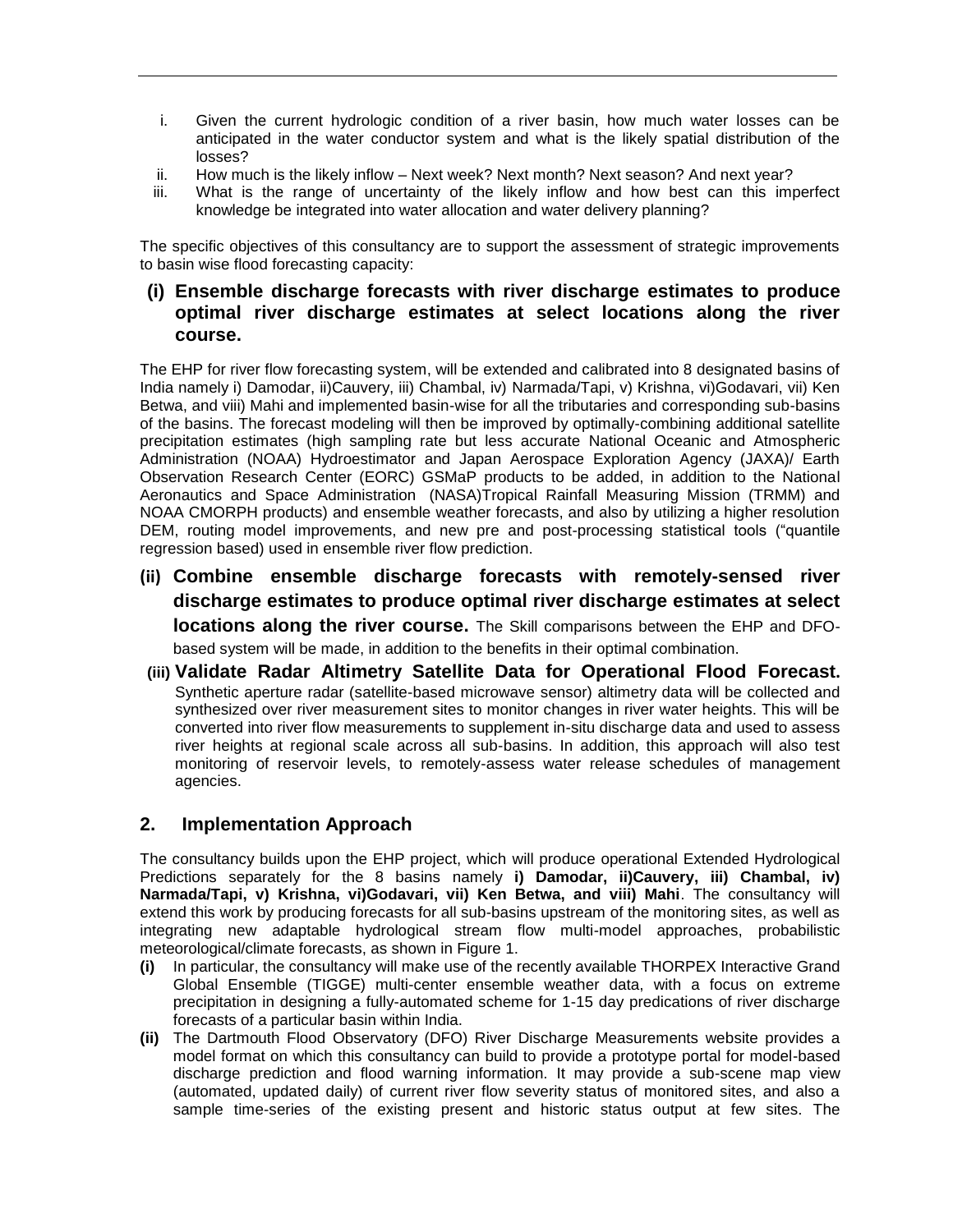i. Given the current hydrologic condition of a river basin, how much water losses can be anticipated in the water conductor system and what is the likely spatial distribution of the losses?
ii. How much is the likely inflow – Next week? Next month? Next season? And next year?
iii. What is the range of uncertainty of the likely inflow and how best can this imperfect knowledge be integrated into water allocation and water delivery planning?

The specific objectives of this consultancy are to support the assessment of strategic improvements to basin wise flood forecasting capacity:

### (i) Ensemble discharge forecasts with river discharge estimates to produce optimal river discharge estimates at select locations along the river course.

The EHP for river flow forecasting system, will be extended and calibrated into 8 designated basins of India namely i) Damodar, ii)Cauvery, iii) Chambal, iv) Narmada/Tapi, v) Krishna, vi)Godavari, vii) Ken Betwa, and viii) Mahi and implemented basin-wise for all the tributaries and corresponding sub-basins of the basins. The forecast modeling will then be improved by optimally-combining additional satellite precipitation estimates (high sampling rate but less accurate National Oceanic and Atmospheric Administration (NOAA) Hydroestimator and Japan Aerospace Exploration Agency (JAXA)/ Earth Observation Research Center (EORC) GSMaP products to be added, in addition to the National Aeronautics and Space Administration (NASA)Tropical Rainfall Measuring Mission (TRMM) and NOAA CMORPH products) and ensemble weather forecasts, and also by utilizing a higher resolution DEM, routing model improvements, and new pre and post-processing statistical tools ("quantile regression based) used in ensemble river flow prediction.

### (ii) Combine ensemble discharge forecasts with remotely-sensed river discharge estimates to produce optimal river discharge estimates at select locations along the river course.

The Skill comparisons between the EHP and DFO-based system will be made, in addition to the benefits in their optimal combination.

### (iii) Validate Radar Altimetry Satellite Data for Operational Flood Forecast.

Synthetic aperture radar (satellite-based microwave sensor) altimetry data will be collected and synthesized over river measurement sites to monitor changes in river water heights. This will be converted into river flow measurements to supplement in-situ discharge data and used to assess river heights at regional scale across all sub-basins. In addition, this approach will also test monitoring of reservoir levels, to remotely-assess water release schedules of management agencies.

## 2. Implementation Approach

The consultancy builds upon the EHP project, which will produce operational Extended Hydrological Predictions separately for the 8 basins namely **i) Damodar, ii)Cauvery, iii) Chambal, iv) Narmada/Tapi, v) Krishna, vi)Godavari, vii) Ken Betwa, and viii) Mahi**. The consultancy will extend this work by producing forecasts for all sub-basins upstream of the monitoring sites, as well as integrating new adaptable hydrological stream flow multi-model approaches, probabilistic meteorological/climate forecasts, as shown in Figure 1.

**(i)** In particular, the consultancy will make use of the recently available THORPEX Interactive Grand Global Ensemble (TIGGE) multi-center ensemble weather data, with a focus on extreme precipitation in designing a fully-automated scheme for 1-15 day predications of river discharge forecasts of a particular basin within India.

**(ii)** The Dartmouth Flood Observatory (DFO) River Discharge Measurements website provides a model format on which this consultancy can build to provide a prototype portal for model-based discharge prediction and flood warning information. It may provide a sub-scene map view (automated, updated daily) of current river flow severity status of monitored sites, and also a sample time-series of the existing present and historic status output at few sites. The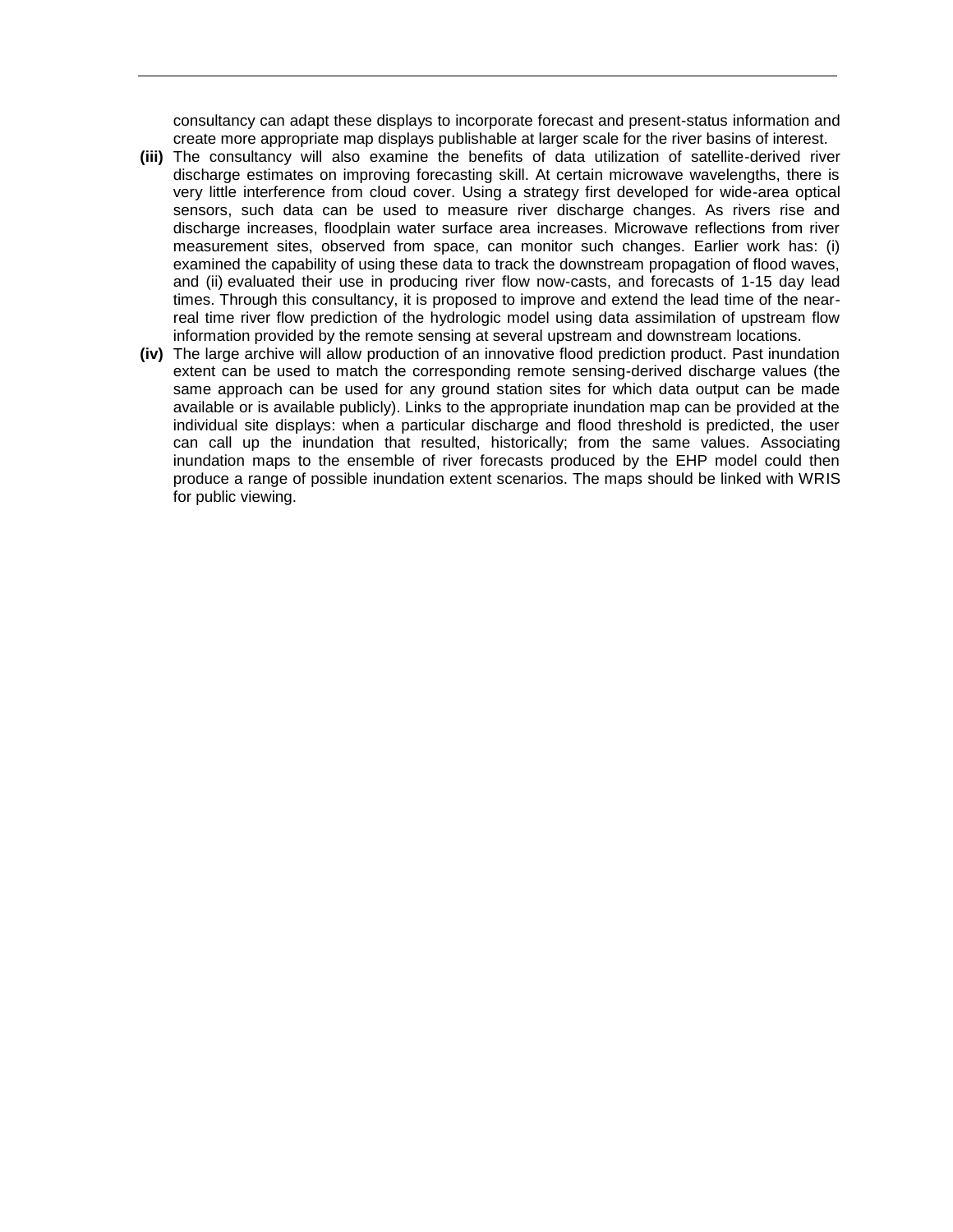consultancy can adapt these displays to incorporate forecast and present-status information and create more appropriate map displays publishable at larger scale for the river basins of interest.

**(iii)** The consultancy will also examine the benefits of data utilization of satellite-derived river discharge estimates on improving forecasting skill. At certain microwave wavelengths, there is very little interference from cloud cover. Using a strategy first developed for wide-area optical sensors, such data can be used to measure river discharge changes. As rivers rise and discharge increases, floodplain water surface area increases. Microwave reflections from river measurement sites, observed from space, can monitor such changes. Earlier work has: (i) examined the capability of using these data to track the downstream propagation of flood waves, and (ii) evaluated their use in producing river flow now-casts, and forecasts of 1-15 day lead times. Through this consultancy, it is proposed to improve and extend the lead time of the near-real time river flow prediction of the hydrologic model using data assimilation of upstream flow information provided by the remote sensing at several upstream and downstream locations.

**(iv)** The large archive will allow production of an innovative flood prediction product. Past inundation extent can be used to match the corresponding remote sensing-derived discharge values (the same approach can be used for any ground station sites for which data output can be made available or is available publicly). Links to the appropriate inundation map can be provided at the individual site displays: when a particular discharge and flood threshold is predicted, the user can call up the inundation that resulted, historically; from the same values. Associating inundation maps to the ensemble of river forecasts produced by the EHP model could then produce a range of possible inundation extent scenarios. The maps should be linked with WRIS for public viewing.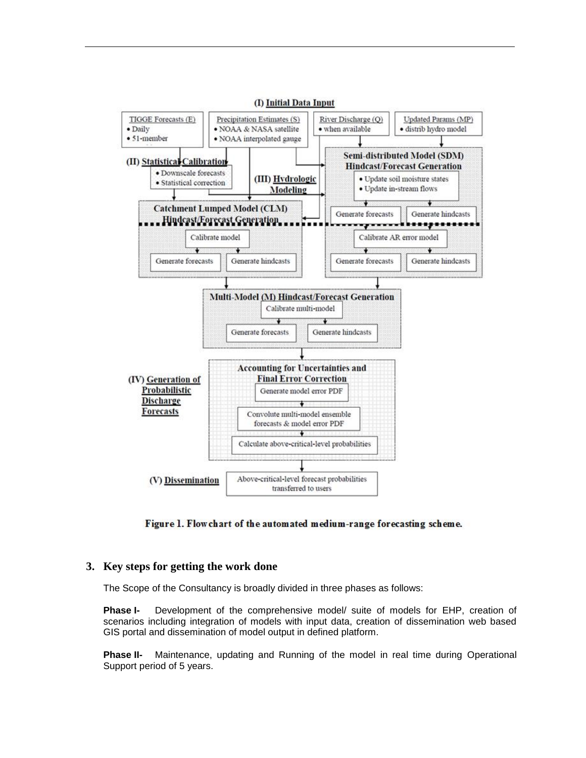(I) Initial Data Input

- TIGGE Forecasts (E)
  - Daily
  - 51-member
- Precipitation Estimates (S)
  - NOAA & NASA satellite
  - NOAA interpolated gauge
- River Discharge (Q)
  - when available
- Updated Params (MP)
  - distrib hydro model

(II) Statistical Calibration

- Downscale forecasts
- Statistical correction

(III) Hydrologic Modeling

**Catchment Lumped Model (CLM) Hindcast/Forecast Generation**

- Calibrate model
- Generate forecasts
- Generate hindcasts

**Semi-distributed Model (SDM) Hindcast/Forecast Generation**

- Update soil moisture states
- Update in-stream flows
- Generate forecasts
- Generate hindcasts
- Calibrate AR error model
- Generate forecasts
- Generate hindcasts

**Multi-Model (M) Hindcast/Forecast Generation**

- Calibrate multi-model
- Generate forecasts
- Generate hindcasts

(IV) Generation of Probabilistic Discharge Forecasts

**Accounting for Uncertainties and Final Error Correction**

- Generate model error PDF
- Convolute multi-model ensemble forecasts & model error PDF
- Calculate above-critical-level probabilities

(V) Dissemination

- Above-critical-level forecast probabilities transferred to users

**Figure 1. Flowchart of the automated medium-range forecasting scheme.**

## 3. Key steps for getting the work done

The Scope of the Consultancy is broadly divided in three phases as follows:

**Phase I-** Development of the comprehensive model/ suite of models for EHP, creation of scenarios including integration of models with input data, creation of dissemination web based GIS portal and dissemination of model output in defined platform.

**Phase II-** Maintenance, updating and Running of the model in real time during Operational Support period of 5 years.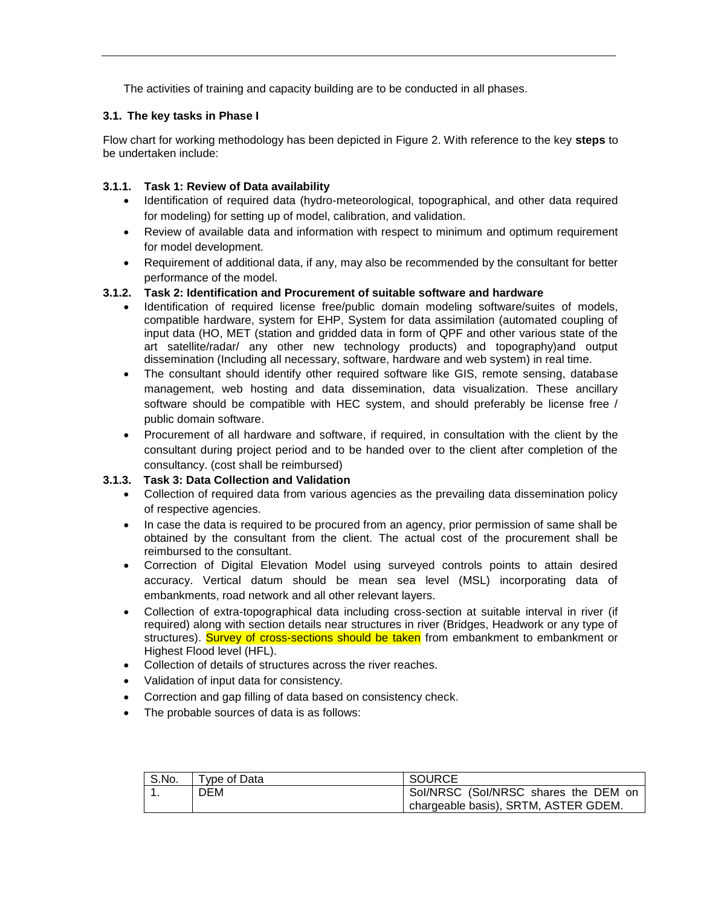The activities of training and capacity building are to be conducted in all phases.

### 3.1. The key tasks in Phase I

Flow chart for working methodology has been depicted in Figure 2. With reference to the key **steps** to be undertaken include:

#### 3.1.1. Task 1: Review of Data availability

- Identification of required data (hydro-meteorological, topographical, and other data required for modeling) for setting up of model, calibration, and validation.
- Review of available data and information with respect to minimum and optimum requirement for model development.
- Requirement of additional data, if any, may also be recommended by the consultant for better performance of the model.

#### 3.1.2. Task 2: Identification and Procurement of suitable software and hardware

- Identification of required license free/public domain modeling software/suites of models, compatible hardware, system for EHP, System for data assimilation (automated coupling of input data (HO, MET (station and gridded data in form of QPF and other various state of the art satellite/radar/ any other new technology products) and topography)and output dissemination (Including all necessary, software, hardware and web system) in real time.
- The consultant should identify other required software like GIS, remote sensing, database management, web hosting and data dissemination, data visualization. These ancillary software should be compatible with HEC system, and should preferably be license free / public domain software.
- Procurement of all hardware and software, if required, in consultation with the client by the consultant during project period and to be handed over to the client after completion of the consultancy. (cost shall be reimbursed)

#### 3.1.3. Task 3: Data Collection and Validation

- Collection of required data from various agencies as the prevailing data dissemination policy of respective agencies.
- In case the data is required to be procured from an agency, prior permission of same shall be obtained by the consultant from the client. The actual cost of the procurement shall be reimbursed to the consultant.
- Correction of Digital Elevation Model using surveyed controls points to attain desired accuracy. Vertical datum should be mean sea level (MSL) incorporating data of embankments, road network and all other relevant layers.
- Collection of extra-topographical data including cross-section at suitable interval in river (if required) along with section details near structures in river (Bridges, Headwork or any type of structures). Survey of cross-sections should be taken from embankment to embankment or Highest Flood level (HFL).
- Collection of details of structures across the river reaches.
- Validation of input data for consistency.
- Correction and gap filling of data based on consistency check.
- The probable sources of data is as follows:

| S.No. | Type of Data | SOURCE |
|---|---|---|
| 1. | DEM | SoI/NRSC (SoI/NRSC shares the DEM on chargeable basis), SRTM, ASTER GDEM. |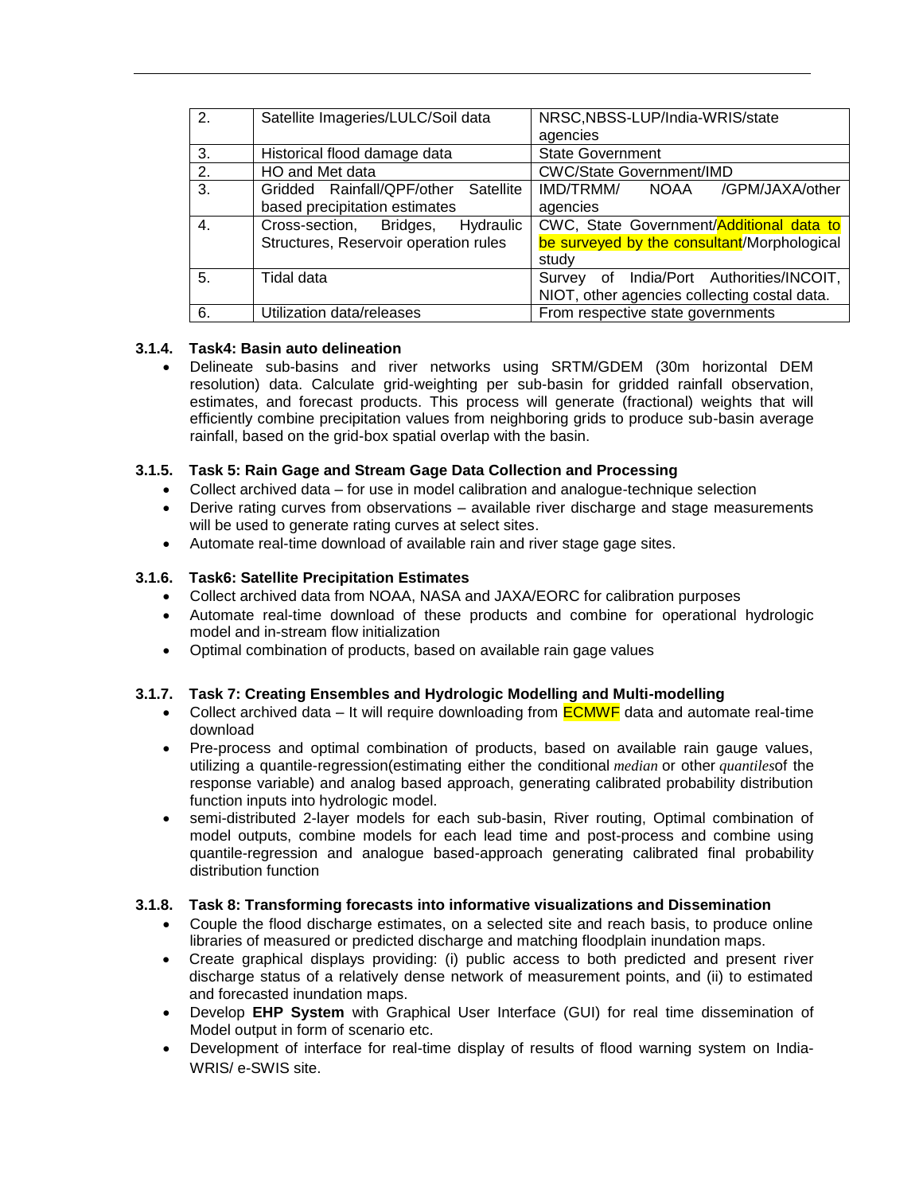| | | |
|---|---|---|
| 2. | Satellite Imageries/LULC/Soil data | NRSC,NBSS-LUP/India-WRIS/state agencies |
| 3. | Historical flood damage data | State Government |
| 2. | HO and Met data | CWC/State Government/IMD |
| 3. | Gridded Rainfall/QPF/other Satellite based precipitation estimates | IMD/TRMM/ NOAA /GPM/JAXA/other agencies |
| 4. | Cross-section, Bridges, Hydraulic Structures, Reservoir operation rules | CWC, State Government/Additional data to be surveyed by the consultant/Morphological study |
| 5. | Tidal data | Survey of India/Port Authorities/INCOIT, NIOT, other agencies collecting costal data. |
| 6. | Utilization data/releases | From respective state governments |

### 3.1.4. Task4: Basin auto delineation

- Delineate sub-basins and river networks using SRTM/GDEM (30m horizontal DEM resolution) data. Calculate grid-weighting per sub-basin for gridded rainfall observation, estimates, and forecast products. This process will generate (fractional) weights that will efficiently combine precipitation values from neighboring grids to produce sub-basin average rainfall, based on the grid-box spatial overlap with the basin.

### 3.1.5. Task 5: Rain Gage and Stream Gage Data Collection and Processing

- Collect archived data – for use in model calibration and analogue-technique selection
- Derive rating curves from observations – available river discharge and stage measurements will be used to generate rating curves at select sites.
- Automate real-time download of available rain and river stage gage sites.

### 3.1.6. Task6: Satellite Precipitation Estimates

- Collect archived data from NOAA, NASA and JAXA/EORC for calibration purposes
- Automate real-time download of these products and combine for operational hydrologic model and in-stream flow initialization
- Optimal combination of products, based on available rain gage values

### 3.1.7. Task 7: Creating Ensembles and Hydrologic Modelling and Multi-modelling

- Collect archived data – It will require downloading from ECMWF data and automate real-time download
- Pre-process and optimal combination of products, based on available rain gauge values, utilizing a quantile-regression(estimating either the conditional *median* or other *quantiles*of the response variable) and analog based approach, generating calibrated probability distribution function inputs into hydrologic model.
- semi-distributed 2-layer models for each sub-basin, River routing, Optimal combination of model outputs, combine models for each lead time and post-process and combine using quantile-regression and analogue based-approach generating calibrated final probability distribution function

### 3.1.8. Task 8: Transforming forecasts into informative visualizations and Dissemination

- Couple the flood discharge estimates, on a selected site and reach basis, to produce online libraries of measured or predicted discharge and matching floodplain inundation maps.
- Create graphical displays providing: (i) public access to both predicted and present river discharge status of a relatively dense network of measurement points, and (ii) to estimated and forecasted inundation maps.
- Develop **EHP System** with Graphical User Interface (GUI) for real time dissemination of Model output in form of scenario etc.
- Development of interface for real-time display of results of flood warning system on India-WRIS/ e-SWIS site.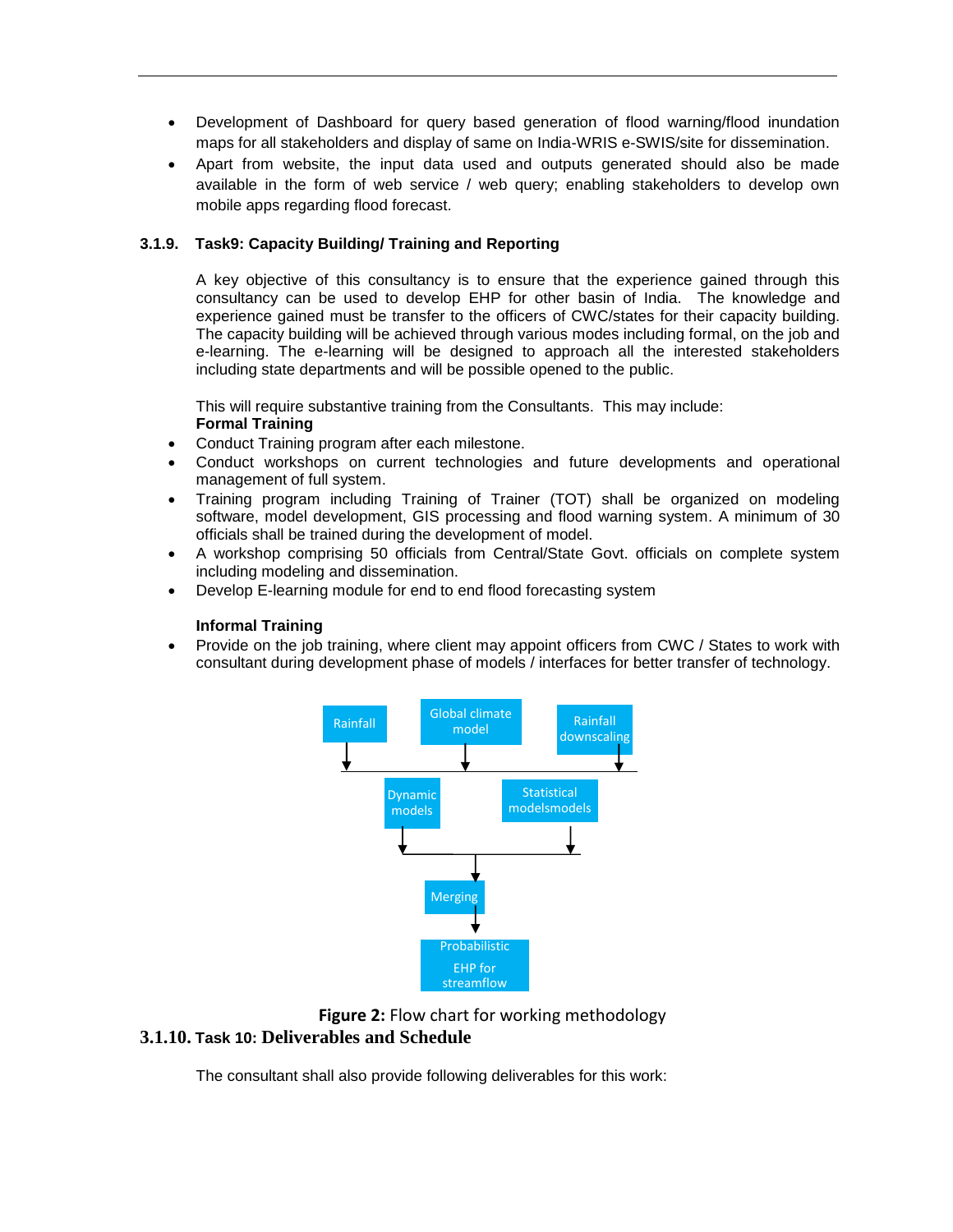- Development of Dashboard for query based generation of flood warning/flood inundation maps for all stakeholders and display of same on India-WRIS e-SWIS/site for dissemination.
- Apart from website, the input data used and outputs generated should also be made available in the form of web service / web query; enabling stakeholders to develop own mobile apps regarding flood forecast.

### 3.1.9. Task9: Capacity Building/ Training and Reporting

A key objective of this consultancy is to ensure that the experience gained through this consultancy can be used to develop EHP for other basin of India. The knowledge and experience gained must be transfer to the officers of CWC/states for their capacity building. The capacity building will be achieved through various modes including formal, on the job and e-learning. The e-learning will be designed to approach all the interested stakeholders including state departments and will be possible opened to the public.

This will require substantive training from the Consultants. This may include:

**Formal Training**

- Conduct Training program after each milestone.
- Conduct workshops on current technologies and future developments and operational management of full system.
- Training program including Training of Trainer (TOT) shall be organized on modeling software, model development, GIS processing and flood warning system. A minimum of 30 officials shall be trained during the development of model.
- A workshop comprising 50 officials from Central/State Govt. officials on complete system including modeling and dissemination.
- Develop E-learning module for end to end flood forecasting system

**Informal Training**

- Provide on the job training, where client may appoint officers from CWC / States to work with consultant during development phase of models / interfaces for better transfer of technology.

Rainfall | Global climate model | Rainfall downscaling

Dynamic models | Statistical modelsmodels

Merging

Probabilistic EHP for streamflow

**Figure 2:** Flow chart for working methodology

### 3.1.10. Task 10: Deliverables and Schedule

The consultant shall also provide following deliverables for this work: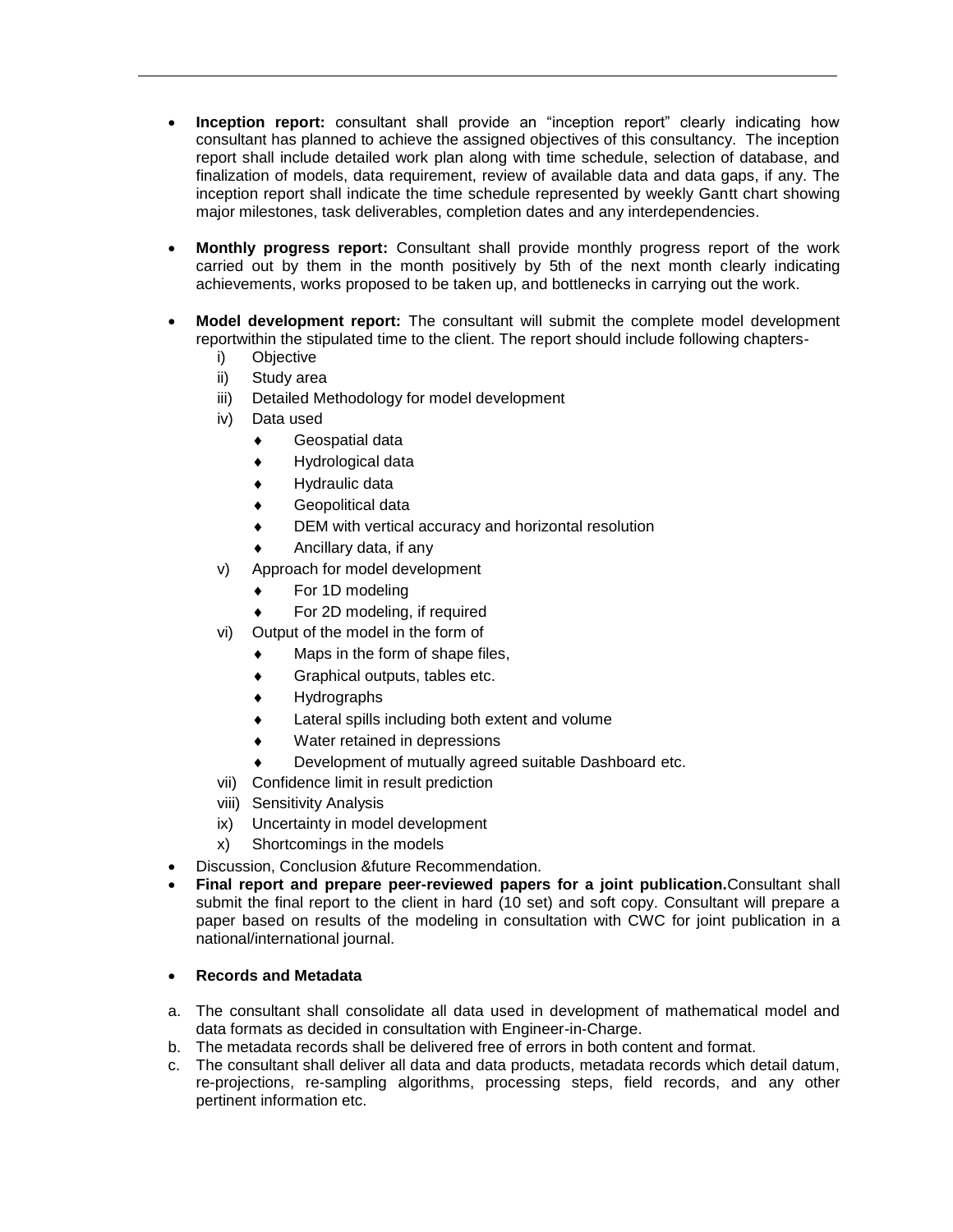- **Inception report:** consultant shall provide an "inception report" clearly indicating how consultant has planned to achieve the assigned objectives of this consultancy. The inception report shall include detailed work plan along with time schedule, selection of database, and finalization of models, data requirement, review of available data and data gaps, if any. The inception report shall indicate the time schedule represented by weekly Gantt chart showing major milestones, task deliverables, completion dates and any interdependencies.

- **Monthly progress report:** Consultant shall provide monthly progress report of the work carried out by them in the month positively by 5th of the next month clearly indicating achievements, works proposed to be taken up, and bottlenecks in carrying out the work.

- **Model development report:** The consultant will submit the complete model development reportwithin the stipulated time to the client. The report should include following chapters-
    - i) Objective
    - ii) Study area
    - iii) Detailed Methodology for model development
    - iv) Data used
        - ♦ Geospatial data
        - ♦ Hydrological data
        - ♦ Hydraulic data
        - ♦ Geopolitical data
        - ♦ DEM with vertical accuracy and horizontal resolution
        - ♦ Ancillary data, if any
    - v) Approach for model development
        - ♦ For 1D modeling
        - ♦ For 2D modeling, if required
    - vi) Output of the model in the form of
        - ♦ Maps in the form of shape files,
        - ♦ Graphical outputs, tables etc.
        - ♦ Hydrographs
        - ♦ Lateral spills including both extent and volume
        - ♦ Water retained in depressions
        - ♦ Development of mutually agreed suitable Dashboard etc.
    - vii) Confidence limit in result prediction
    - viii) Sensitivity Analysis
    - ix) Uncertainty in model development
    - x) Shortcomings in the models
- Discussion, Conclusion &future Recommendation.
- **Final report and prepare peer-reviewed papers for a joint publication.**Consultant shall submit the final report to the client in hard (10 set) and soft copy. Consultant will prepare a paper based on results of the modeling in consultation with CWC for joint publication in a national/international journal.

- **Records and Metadata**

a. The consultant shall consolidate all data used in development of mathematical model and data formats as decided in consultation with Engineer-in-Charge.
b. The metadata records shall be delivered free of errors in both content and format.
c. The consultant shall deliver all data and data products, metadata records which detail datum, re-projections, re-sampling algorithms, processing steps, field records, and any other pertinent information etc.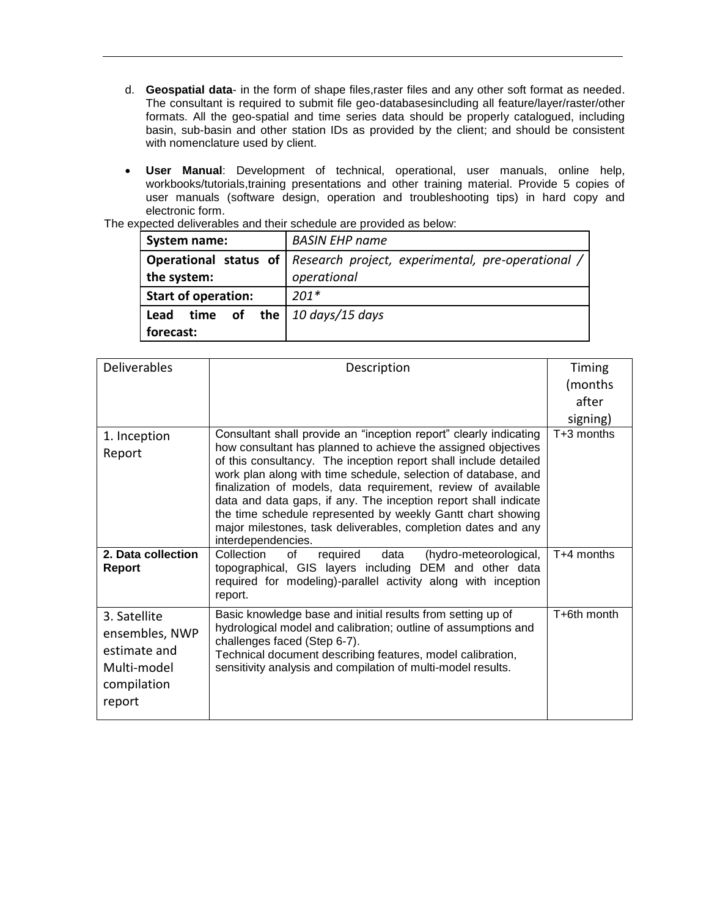d. **Geospatial data**- in the form of shape files,raster files and any other soft format as needed. The consultant is required to submit file geo-databasesincluding all feature/layer/raster/other formats. All the geo-spatial and time series data should be properly catalogued, including basin, sub-basin and other station IDs as provided by the client; and should be consistent with nomenclature used by client.

- **User Manual**: Development of technical, operational, user manuals, online help, workbooks/tutorials,training presentations and other training material. Provide 5 copies of user manuals (software design, operation and troubleshooting tips) in hard copy and electronic form.

The expected deliverables and their schedule are provided as below:

| **System name:** | *BASIN EHP name* |
|---|---|
| **Operational status of the system:** | *Research project, experimental, pre-operational / operational* |
| **Start of operation:** | *201** |
| **Lead time of the forecast:** | *10 days/15 days* |

| Deliverables | Description | Timing (months after signing) |
|---|---|---|
| 1. Inception Report | Consultant shall provide an "inception report" clearly indicating how consultant has planned to achieve the assigned objectives of this consultancy. The inception report shall include detailed work plan along with time schedule, selection of database, and finalization of models, data requirement, review of available data and data gaps, if any. The inception report shall indicate the time schedule represented by weekly Gantt chart showing major milestones, task deliverables, completion dates and any interdependencies. | T+3 months |
| **2. Data collection Report** | Collection of required data (hydro-meteorological, topographical, GIS layers including DEM and other data required for modeling)-parallel activity along with inception report. | T+4 months |
| 3. Satellite ensembles, NWP estimate and Multi-model compilation report | Basic knowledge base and initial results from setting up of hydrological model and calibration; outline of assumptions and challenges faced (Step 6-7).<br>Technical document describing features, model calibration, sensitivity analysis and compilation of multi-model results. | T+6th month |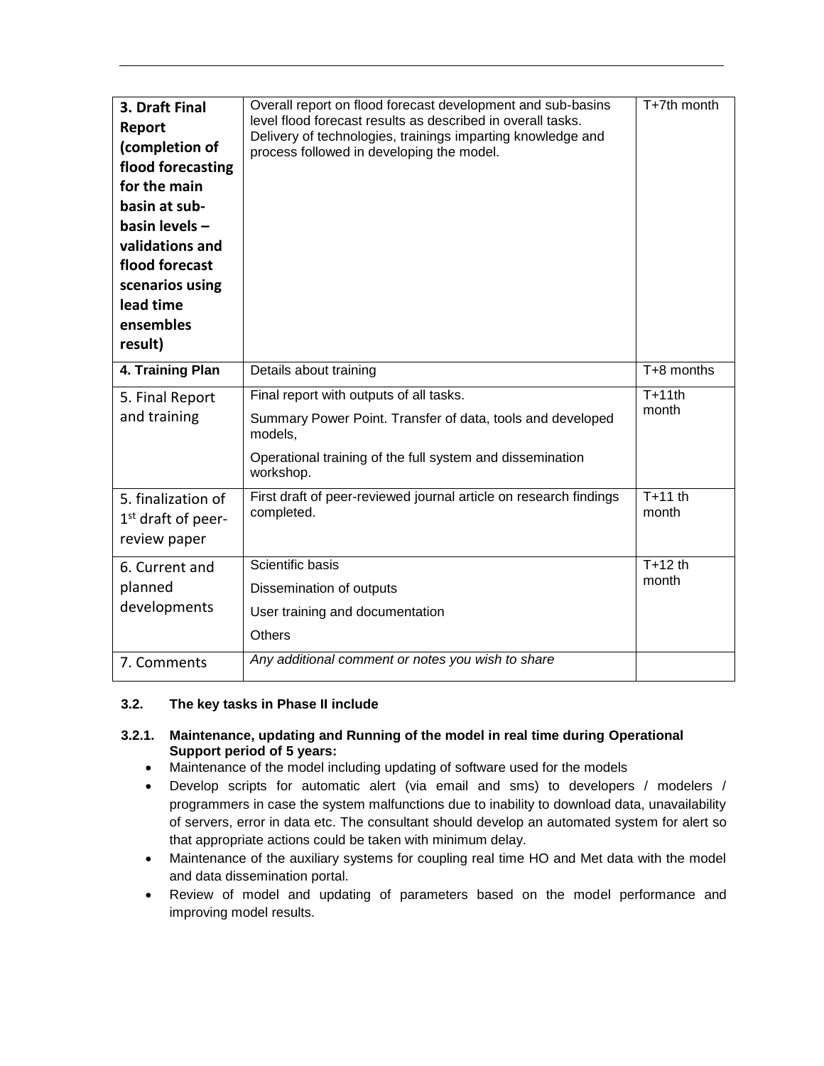| | | |
|---|---|---|
| **3. Draft Final Report (completion of flood forecasting for the main basin at sub-basin levels – validations and flood forecast scenarios using lead time ensembles result)** | Overall report on flood forecast development and sub-basins level flood forecast results as described in overall tasks. Delivery of technologies, trainings imparting knowledge and process followed in developing the model. | T+7th month |
| **4. Training Plan** | Details about training | T+8 months |
| 5. Final Report and training | Final report with outputs of all tasks.<br><br>Summary Power Point. Transfer of data, tools and developed models,<br><br>Operational training of the full system and dissemination workshop. | T+11th month |
| 5. finalization of 1st draft of peer-review paper | First draft of peer-reviewed journal article on research findings completed. | T+11 th month |
| 6. Current and planned developments | Scientific basis<br><br>Dissemination of outputs<br><br>User training and documentation<br><br>Others | T+12 th month |
| 7. Comments | *Any additional comment or notes you wish to share* | |

### 3.2. The key tasks in Phase II include

#### 3.2.1. Maintenance, updating and Running of the model in real time during Operational Support period of 5 years:

- Maintenance of the model including updating of software used for the models
- Develop scripts for automatic alert (via email and sms) to developers / modelers / programmers in case the system malfunctions due to inability to download data, unavailability of servers, error in data etc. The consultant should develop an automated system for alert so that appropriate actions could be taken with minimum delay.
- Maintenance of the auxiliary systems for coupling real time HO and Met data with the model and data dissemination portal.
- Review of model and updating of parameters based on the model performance and improving model results.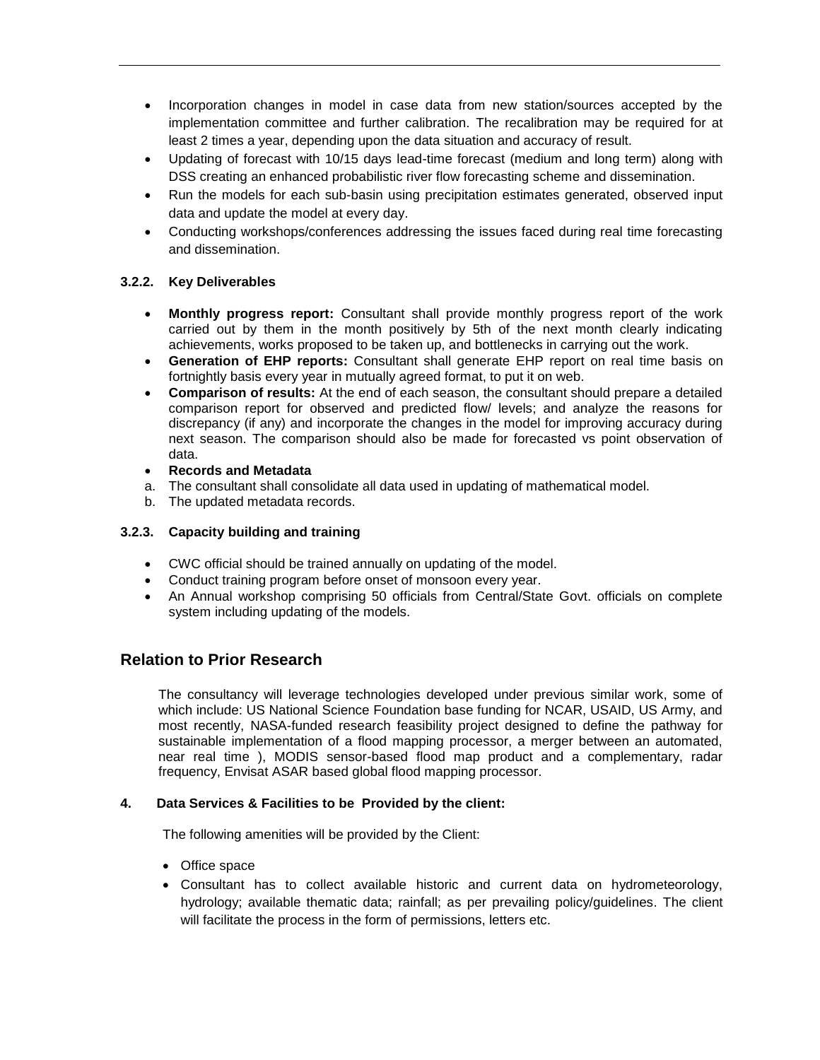- Incorporation changes in model in case data from new station/sources accepted by the implementation committee and further calibration. The recalibration may be required for at least 2 times a year, depending upon the data situation and accuracy of result.
- Updating of forecast with 10/15 days lead-time forecast (medium and long term) along with DSS creating an enhanced probabilistic river flow forecasting scheme and dissemination.
- Run the models for each sub-basin using precipitation estimates generated, observed input data and update the model at every day.
- Conducting workshops/conferences addressing the issues faced during real time forecasting and dissemination.

#### 3.2.2. Key Deliverables

- **Monthly progress report:** Consultant shall provide monthly progress report of the work carried out by them in the month positively by 5th of the next month clearly indicating achievements, works proposed to be taken up, and bottlenecks in carrying out the work.
- **Generation of EHP reports:** Consultant shall generate EHP report on real time basis on fortnightly basis every year in mutually agreed format, to put it on web.
- **Comparison of results:** At the end of each season, the consultant should prepare a detailed comparison report for observed and predicted flow/ levels; and analyze the reasons for discrepancy (if any) and incorporate the changes in the model for improving accuracy during next season. The comparison should also be made for forecasted vs point observation of data.
- **Records and Metadata**

a. The consultant shall consolidate all data used in updating of mathematical model.
b. The updated metadata records.

#### 3.2.3. Capacity building and training

- CWC official should be trained annually on updating of the model.
- Conduct training program before onset of monsoon every year.
- An Annual workshop comprising 50 officials from Central/State Govt. officials on complete system including updating of the models.

## Relation to Prior Research

The consultancy will leverage technologies developed under previous similar work, some of which include: US National Science Foundation base funding for NCAR, USAID, US Army, and most recently, NASA-funded research feasibility project designed to define the pathway for sustainable implementation of a flood mapping processor, a merger between an automated, near real time ), MODIS sensor-based flood map product and a complementary, radar frequency, Envisat ASAR based global flood mapping processor.

### 4. Data Services & Facilities to be Provided by the client:

The following amenities will be provided by the Client:

- Office space
- Consultant has to collect available historic and current data on hydrometeorology, hydrology; available thematic data; rainfall; as per prevailing policy/guidelines. The client will facilitate the process in the form of permissions, letters etc.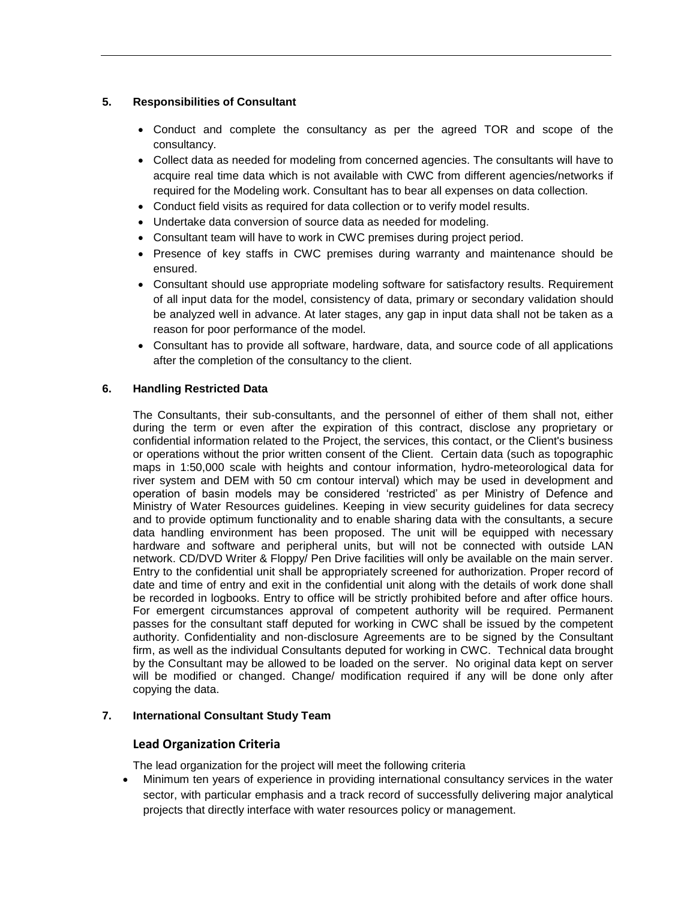### 5. Responsibilities of Consultant

- Conduct and complete the consultancy as per the agreed TOR and scope of the consultancy.
- Collect data as needed for modeling from concerned agencies. The consultants will have to acquire real time data which is not available with CWC from different agencies/networks if required for the Modeling work. Consultant has to bear all expenses on data collection.
- Conduct field visits as required for data collection or to verify model results.
- Undertake data conversion of source data as needed for modeling.
- Consultant team will have to work in CWC premises during project period.
- Presence of key staffs in CWC premises during warranty and maintenance should be ensured.
- Consultant should use appropriate modeling software for satisfactory results. Requirement of all input data for the model, consistency of data, primary or secondary validation should be analyzed well in advance. At later stages, any gap in input data shall not be taken as a reason for poor performance of the model.
- Consultant has to provide all software, hardware, data, and source code of all applications after the completion of the consultancy to the client.

### 6. Handling Restricted Data

The Consultants, their sub-consultants, and the personnel of either of them shall not, either during the term or even after the expiration of this contract, disclose any proprietary or confidential information related to the Project, the services, this contact, or the Client's business or operations without the prior written consent of the Client. Certain data (such as topographic maps in 1:50,000 scale with heights and contour information, hydro-meteorological data for river system and DEM with 50 cm contour interval) which may be used in development and operation of basin models may be considered 'restricted' as per Ministry of Defence and Ministry of Water Resources guidelines. Keeping in view security guidelines for data secrecy and to provide optimum functionality and to enable sharing data with the consultants, a secure data handling environment has been proposed. The unit will be equipped with necessary hardware and software and peripheral units, but will not be connected with outside LAN network. CD/DVD Writer & Floppy/ Pen Drive facilities will only be available on the main server. Entry to the confidential unit shall be appropriately screened for authorization. Proper record of date and time of entry and exit in the confidential unit along with the details of work done shall be recorded in logbooks. Entry to office will be strictly prohibited before and after office hours. For emergent circumstances approval of competent authority will be required. Permanent passes for the consultant staff deputed for working in CWC shall be issued by the competent authority. Confidentiality and non-disclosure Agreements are to be signed by the Consultant firm, as well as the individual Consultants deputed for working in CWC. Technical data brought by the Consultant may be allowed to be loaded on the server. No original data kept on server will be modified or changed. Change/ modification required if any will be done only after copying the data.

### 7. International Consultant Study Team

#### Lead Organization Criteria

The lead organization for the project will meet the following criteria

- Minimum ten years of experience in providing international consultancy services in the water sector, with particular emphasis and a track record of successfully delivering major analytical projects that directly interface with water resources policy or management.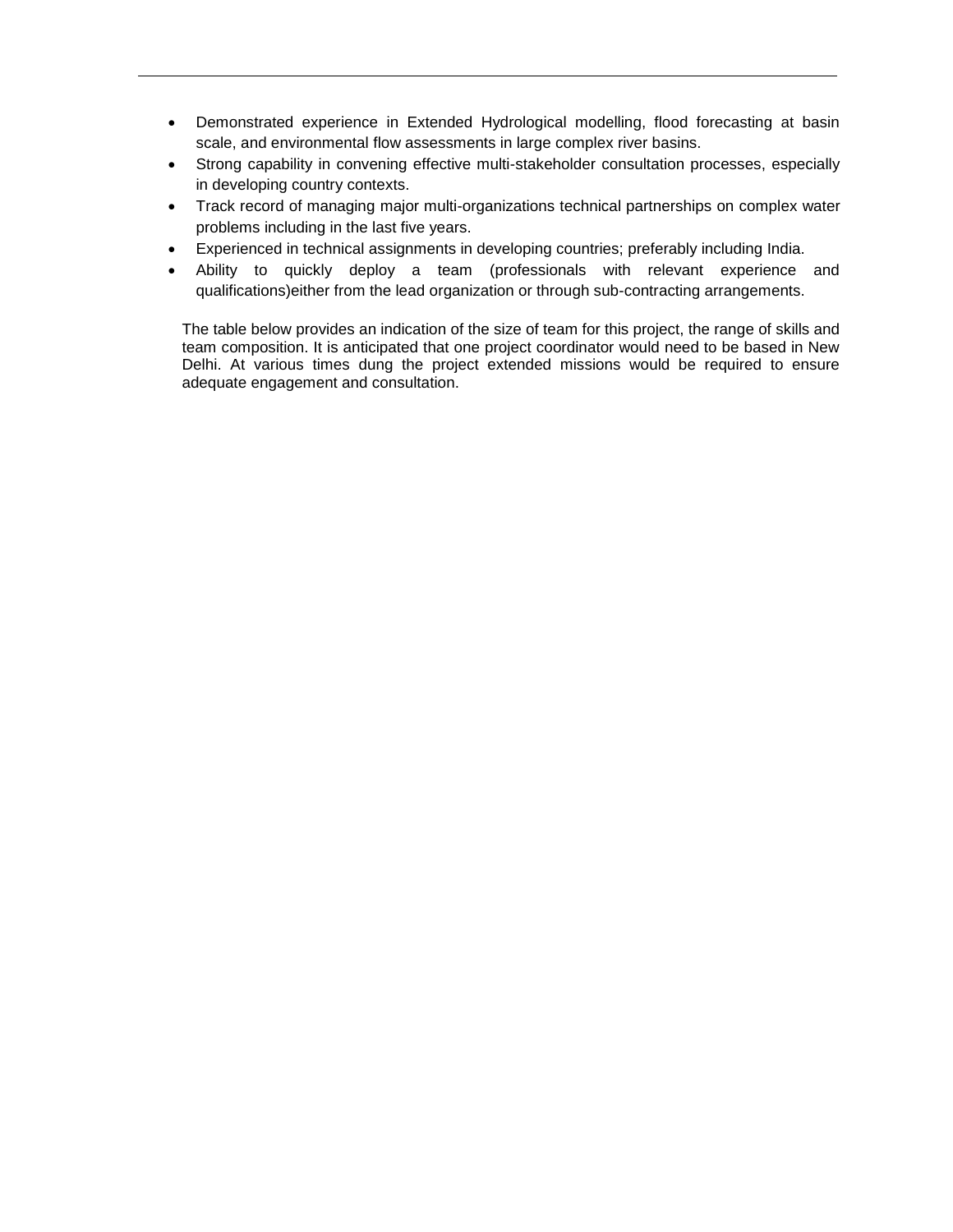- Demonstrated experience in Extended Hydrological modelling, flood forecasting at basin scale, and environmental flow assessments in large complex river basins.
- Strong capability in convening effective multi-stakeholder consultation processes, especially in developing country contexts.
- Track record of managing major multi-organizations technical partnerships on complex water problems including in the last five years.
- Experienced in technical assignments in developing countries; preferably including India.
- Ability to quickly deploy a team (professionals with relevant experience and qualifications)either from the lead organization or through sub-contracting arrangements.

The table below provides an indication of the size of team for this project, the range of skills and team composition. It is anticipated that one project coordinator would need to be based in New Delhi. At various times dung the project extended missions would be required to ensure adequate engagement and consultation.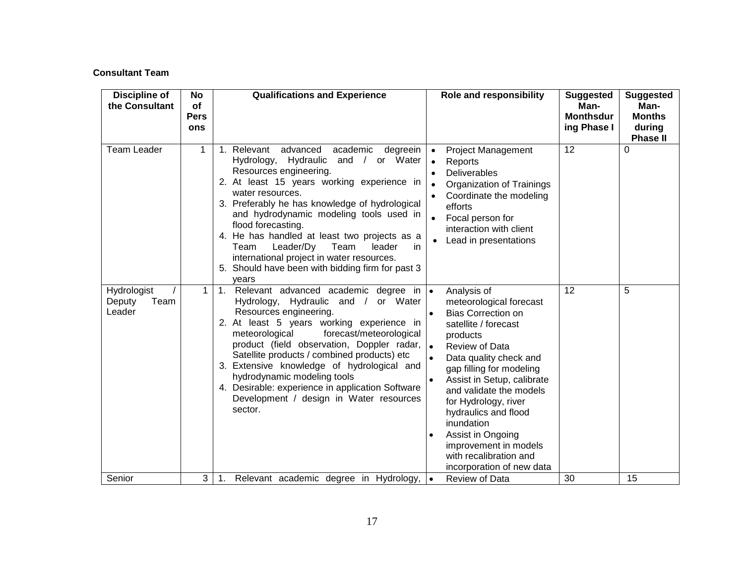**Consultant Team**

| Discipline of the Consultant | No of Persons | Qualifications and Experience | Role and responsibility | Suggested Man-Monthsduring Phase I | Suggested Man-Months during Phase II |
|---|---|---|---|---|---|
| Team Leader | 1 | 1. Relevant advanced academic degreein Hydrology, Hydraulic and / or Water Resources engineering.<br>2. At least 15 years working experience in water resources.<br>3. Preferably he has knowledge of hydrological and hydrodynamic modeling tools used in flood forecasting.<br>4. He has handled at least two projects as a Team Leader/Dy Team leader in international project in water resources.<br>5. Should have been with bidding firm for past 3 years | • Project Management<br>• Reports<br>• Deliverables<br>• Organization of Trainings<br>• Coordinate the modeling efforts<br>• Focal person for interaction with client<br>• Lead in presentations | 12 | 0 |
| Hydrologist / Deputy Team Leader | 1 | 1. Relevant advanced academic degree in Hydrology, Hydraulic and / or Water Resources engineering.<br>2. At least 5 years working experience in meteorological forecast/meteorological product (field observation, Doppler radar, Satellite products / combined products) etc<br>3. Extensive knowledge of hydrological and hydrodynamic modeling tools<br>4. Desirable: experience in application Software Development / design in Water resources sector. | • Analysis of meteorological forecast<br>• Bias Correction on satellite / forecast products<br>• Review of Data<br>• Data quality check and gap filling for modeling<br>• Assist in Setup, calibrate and validate the models for Hydrology, river hydraulics and flood inundation<br>• Assist in Ongoing improvement in models with recalibration and incorporation of new data | 12 | 5 |
| Senior | 3 | 1. Relevant academic degree in Hydrology, | • Review of Data | 30 | 15 |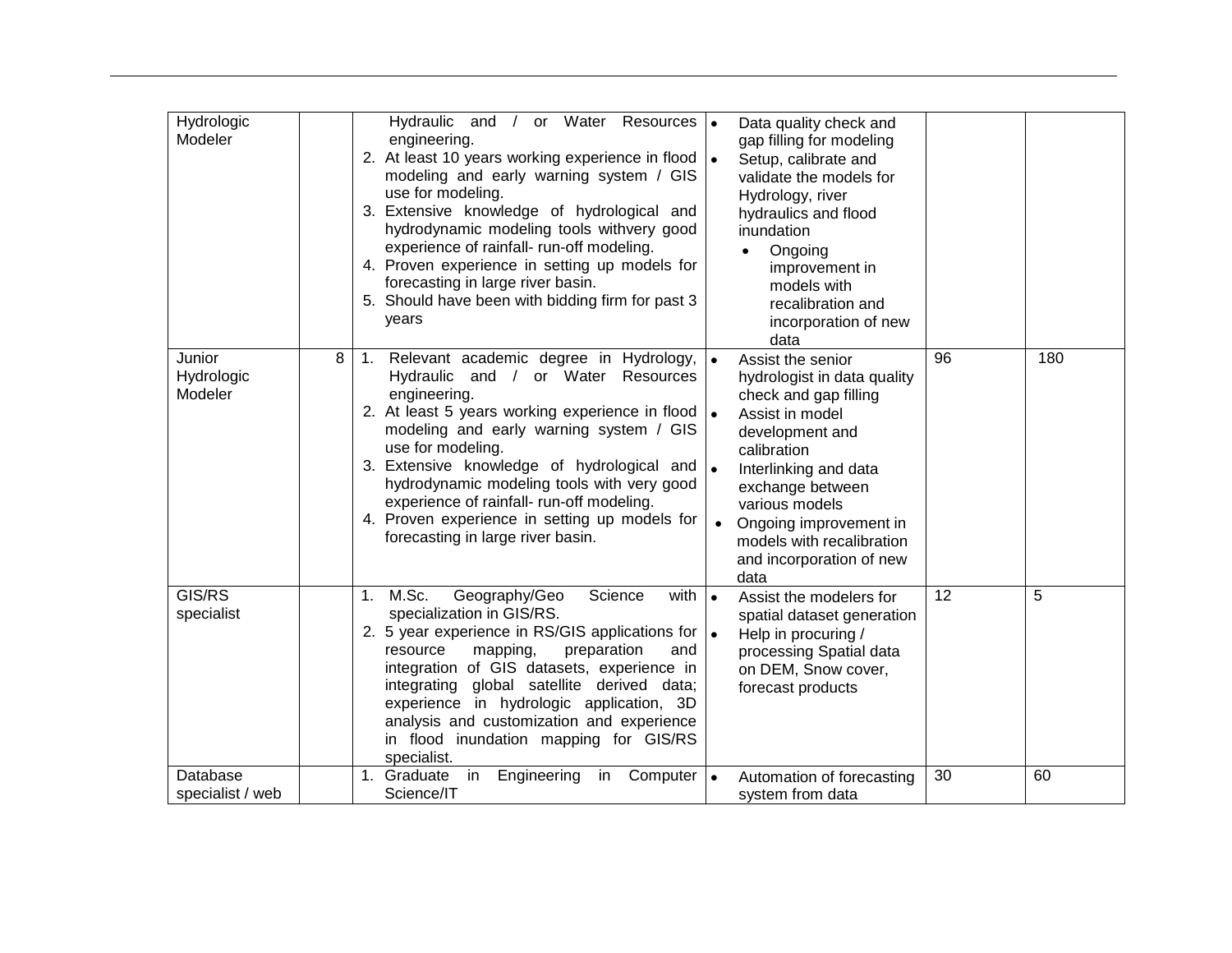| Hydrologic Modeler | | Hydraulic and / or Water Resources engineering.<br>2. At least 10 years working experience in flood modeling and early warning system / GIS use for modeling.<br>3. Extensive knowledge of hydrological and hydrodynamic modeling tools withvery good experience of rainfall- run-off modeling.<br>4. Proven experience in setting up models for forecasting in large river basin.<br>5. Should have been with bidding firm for past 3 years | • Data quality check and gap filling for modeling<br>• Setup, calibrate and validate the models for Hydrology, river hydraulics and flood inundation<br>• Ongoing improvement in models with recalibration and incorporation of new data | | |
|---|---|---|---|---|---|
| Junior Hydrologic Modeler | 8 | 1. Relevant academic degree in Hydrology, Hydraulic and / or Water Resources engineering.<br>2. At least 5 years working experience in flood modeling and early warning system / GIS use for modeling.<br>3. Extensive knowledge of hydrological and hydrodynamic modeling tools with very good experience of rainfall- run-off modeling.<br>4. Proven experience in setting up models for forecasting in large river basin. | • Assist the senior hydrologist in data quality check and gap filling<br>• Assist in model development and calibration<br>• Interlinking and data exchange between various models<br>• Ongoing improvement in models with recalibration and incorporation of new data | 96 | 180 |
| GIS/RS specialist | | 1. M.Sc. Geography/Geo Science with specialization in GIS/RS.<br>2. 5 year experience in RS/GIS applications for resource mapping, preparation and integration of GIS datasets, experience in integrating global satellite derived data; experience in hydrologic application, 3D analysis and customization and experience in flood inundation mapping for GIS/RS specialist. | • Assist the modelers for spatial dataset generation<br>• Help in procuring / processing Spatial data on DEM, Snow cover, forecast products | 12 | 5 |
| Database specialist / web | | 1. Graduate in Engineering in Computer Science/IT | • Automation of forecasting system from data | 30 | 60 |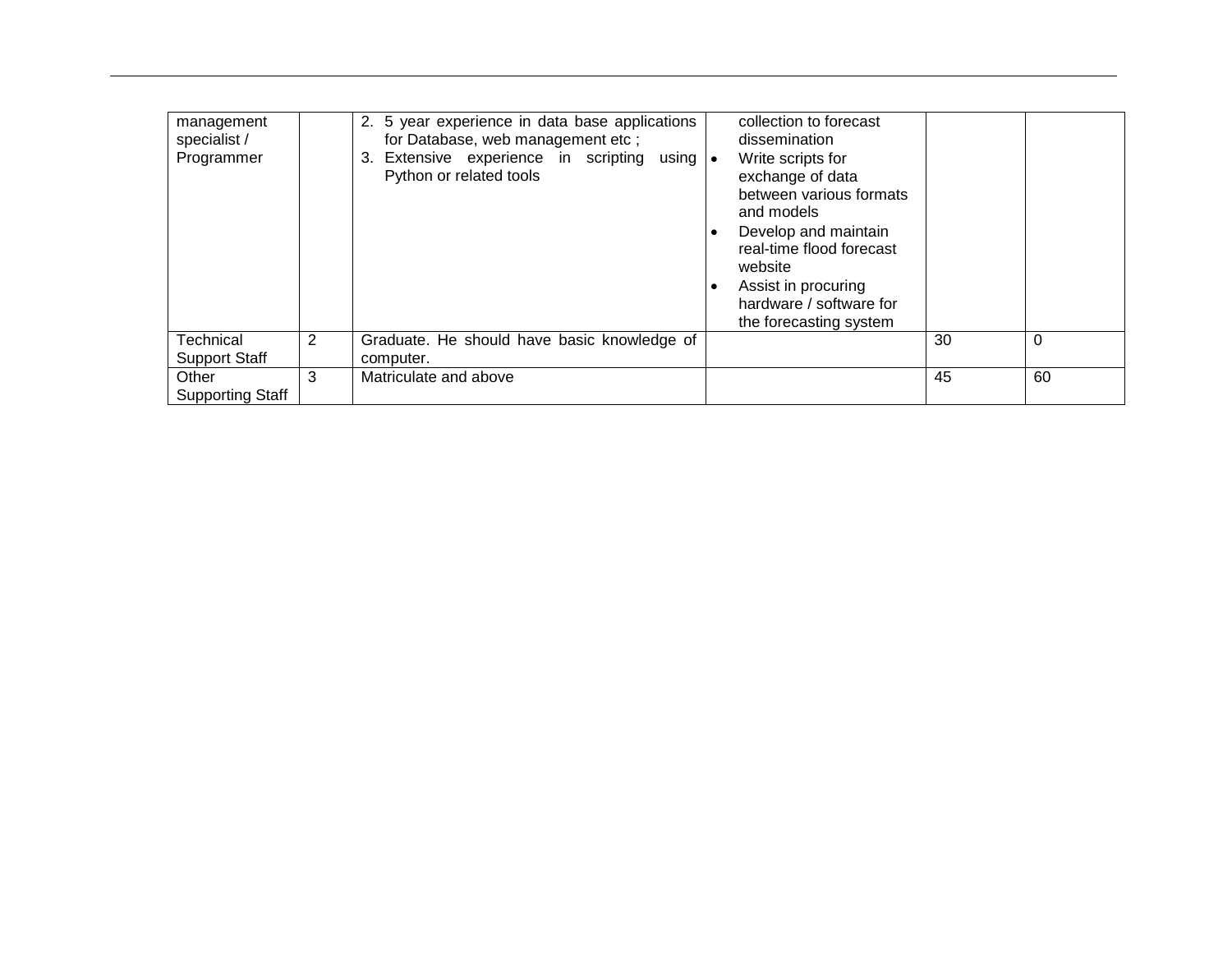| management specialist / Programmer | | 2. 5 year experience in data base applications for Database, web management etc ;<br>3. Extensive experience in scripting using Python or related tools | collection to forecast dissemination<br>• Write scripts for exchange of data between various formats and models<br>• Develop and maintain real-time flood forecast website<br>• Assist in procuring hardware / software for the forecasting system | | |
|---|---|---|---|---|---|
| Technical Support Staff | 2 | Graduate. He should have basic knowledge of computer. | | 30 | 0 |
| Other Supporting Staff | 3 | Matriculate and above | | 45 | 60 |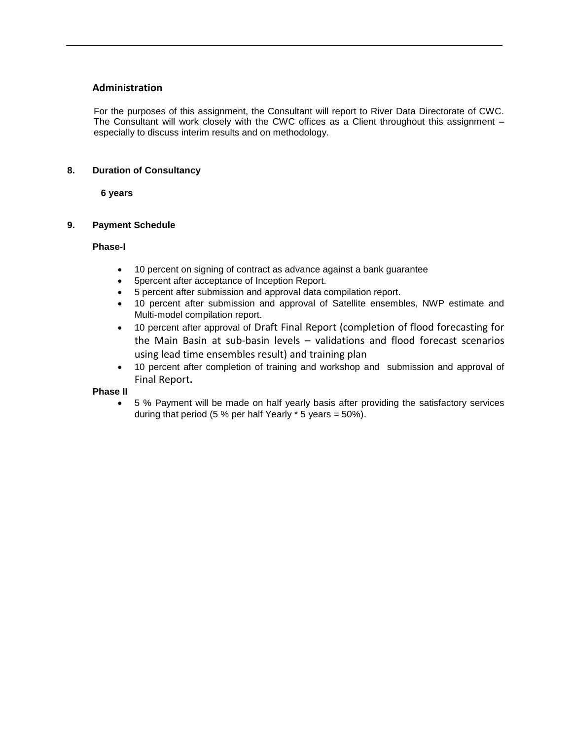### Administration

For the purposes of this assignment, the Consultant will report to River Data Directorate of CWC. The Consultant will work closely with the CWC offices as a Client throughout this assignment – especially to discuss interim results and on methodology.

## 8. Duration of Consultancy

**6 years**

## 9. Payment Schedule

**Phase-I**

- 10 percent on signing of contract as advance against a bank guarantee
- 5percent after acceptance of Inception Report.
- 5 percent after submission and approval data compilation report.
- 10 percent after submission and approval of Satellite ensembles, NWP estimate and Multi-model compilation report.
- 10 percent after approval of Draft Final Report (completion of flood forecasting for the Main Basin at sub-basin levels – validations and flood forecast scenarios using lead time ensembles result) and training plan
- 10 percent after completion of training and workshop and submission and approval of Final Report.

**Phase II**

- 5 % Payment will be made on half yearly basis after providing the satisfactory services during that period (5 % per half Yearly * 5 years = 50%).